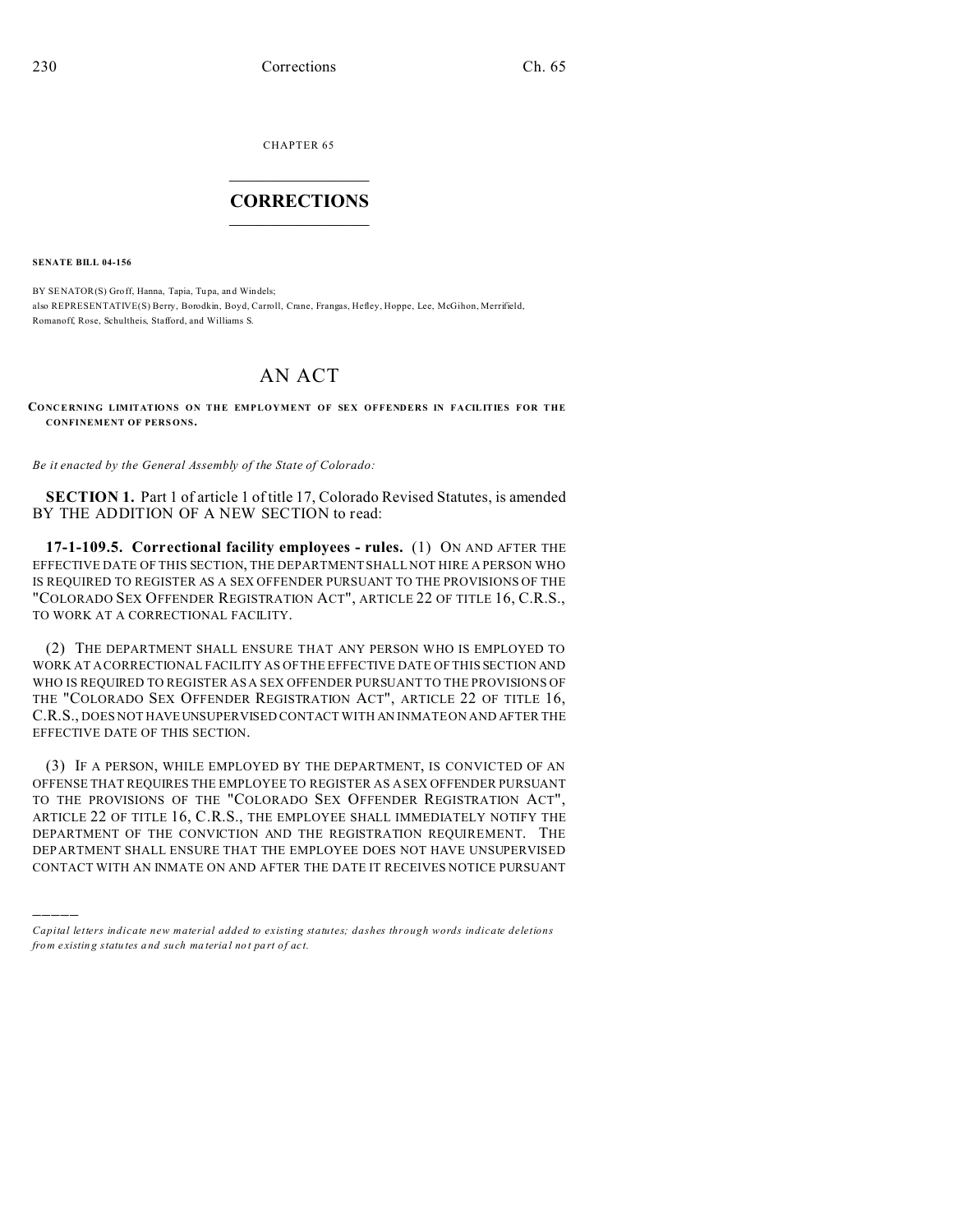CHAPTER 65

# CORRECTIONS

**SENATE BILL 04-156**

BY SENATOR(S) Groff, Hanna, Tapia, Tupa, and Windels;
also REPRESENTATIVE(S) Berry, Borodkin, Boyd, Carroll, Crane, Frangas, Hefley, Hoppe, Lee, McGihon, Merrifield, Romanoff, Rose, Schultheis, Stafford, and Williams S.

# AN ACT

**CONCERNING LIMITATIONS ON THE EMPLOYMENT OF SEX OFFENDERS IN FACILITIES FOR THE CONFINEMENT OF PERSONS.**

*Be it enacted by the General Assembly of the State of Colorado:*

**SECTION 1.** Part 1 of article 1 of title 17, Colorado Revised Statutes, is amended BY THE ADDITION OF A NEW SECTION to read:

**17-1-109.5. Correctional facility employees - rules.** (1) ON AND AFTER THE EFFECTIVE DATE OF THIS SECTION, THE DEPARTMENT SHALL NOT HIRE A PERSON WHO IS REQUIRED TO REGISTER AS A SEX OFFENDER PURSUANT TO THE PROVISIONS OF THE "COLORADO SEX OFFENDER REGISTRATION ACT", ARTICLE 22 OF TITLE 16, C.R.S., TO WORK AT A CORRECTIONAL FACILITY.

(2) THE DEPARTMENT SHALL ENSURE THAT ANY PERSON WHO IS EMPLOYED TO WORK AT A CORRECTIONAL FACILITY AS OF THE EFFECTIVE DATE OF THIS SECTION AND WHO IS REQUIRED TO REGISTER AS A SEX OFFENDER PURSUANT TO THE PROVISIONS OF THE "COLORADO SEX OFFENDER REGISTRATION ACT", ARTICLE 22 OF TITLE 16, C.R.S., DOES NOT HAVE UNSUPERVISED CONTACT WITH AN INMATE ON AND AFTER THE EFFECTIVE DATE OF THIS SECTION.

(3) IF A PERSON, WHILE EMPLOYED BY THE DEPARTMENT, IS CONVICTED OF AN OFFENSE THAT REQUIRES THE EMPLOYEE TO REGISTER AS A SEX OFFENDER PURSUANT TO THE PROVISIONS OF THE "COLORADO SEX OFFENDER REGISTRATION ACT", ARTICLE 22 OF TITLE 16, C.R.S., THE EMPLOYEE SHALL IMMEDIATELY NOTIFY THE DEPARTMENT OF THE CONVICTION AND THE REGISTRATION REQUIREMENT. THE DEPARTMENT SHALL ENSURE THAT THE EMPLOYEE DOES NOT HAVE UNSUPERVISED CONTACT WITH AN INMATE ON AND AFTER THE DATE IT RECEIVES NOTICE PURSUANT

---

*Capital letters indicate new material added to existing statutes; dashes through words indicate deletions from existing statutes and such material not part of act.*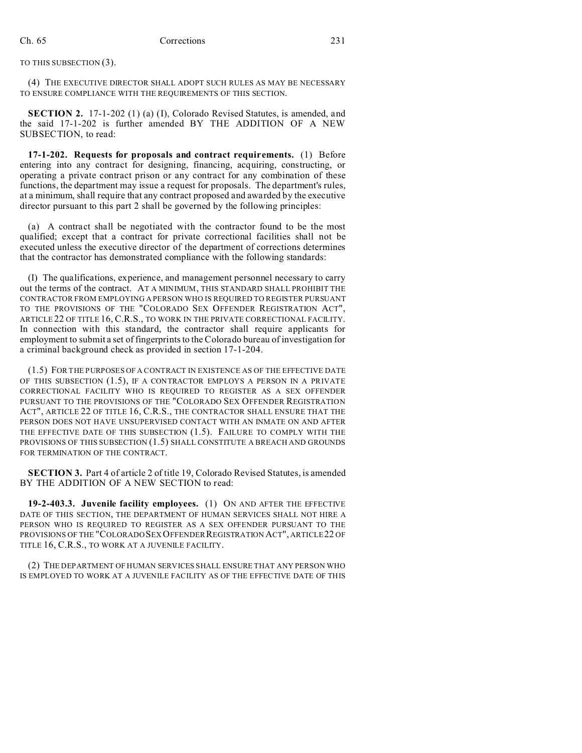TO THIS SUBSECTION (3).

(4) THE EXECUTIVE DIRECTOR SHALL ADOPT SUCH RULES AS MAY BE NECESSARY TO ENSURE COMPLIANCE WITH THE REQUIREMENTS OF THIS SECTION.

**SECTION 2.** 17-1-202 (1) (a) (I), Colorado Revised Statutes, is amended, and the said 17-1-202 is further amended BY THE ADDITION OF A NEW SUBSECTION, to read:

**17-1-202. Requests for proposals and contract requirements.** (1) Before entering into any contract for designing, financing, acquiring, constructing, or operating a private contract prison or any contract for any combination of these functions, the department may issue a request for proposals. The department's rules, at a minimum, shall require that any contract proposed and awarded by the executive director pursuant to this part 2 shall be governed by the following principles:

(a) A contract shall be negotiated with the contractor found to be the most qualified; except that a contract for private correctional facilities shall not be executed unless the executive director of the department of corrections determines that the contractor has demonstrated compliance with the following standards:

(I) The qualifications, experience, and management personnel necessary to carry out the terms of the contract. AT A MINIMUM, THIS STANDARD SHALL PROHIBIT THE CONTRACTOR FROM EMPLOYING A PERSON WHO IS REQUIRED TO REGISTER PURSUANT TO THE PROVISIONS OF THE "COLORADO SEX OFFENDER REGISTRATION ACT", ARTICLE 22 OF TITLE 16, C.R.S., TO WORK IN THE PRIVATE CORRECTIONAL FACILITY. In connection with this standard, the contractor shall require applicants for employment to submit a set of fingerprints to the Colorado bureau of investigation for a criminal background check as provided in section 17-1-204.

(1.5) FOR THE PURPOSES OF A CONTRACT IN EXISTENCE AS OF THE EFFECTIVE DATE OF THIS SUBSECTION (1.5), IF A CONTRACTOR EMPLOYS A PERSON IN A PRIVATE CORRECTIONAL FACILITY WHO IS REQUIRED TO REGISTER AS A SEX OFFENDER PURSUANT TO THE PROVISIONS OF THE "COLORADO SEX OFFENDER REGISTRATION ACT", ARTICLE 22 OF TITLE 16, C.R.S., THE CONTRACTOR SHALL ENSURE THAT THE PERSON DOES NOT HAVE UNSUPERVISED CONTACT WITH AN INMATE ON AND AFTER THE EFFECTIVE DATE OF THIS SUBSECTION (1.5). FAILURE TO COMPLY WITH THE PROVISIONS OF THIS SUBSECTION (1.5) SHALL CONSTITUTE A BREACH AND GROUNDS FOR TERMINATION OF THE CONTRACT.

**SECTION 3.** Part 4 of article 2 of title 19, Colorado Revised Statutes, is amended BY THE ADDITION OF A NEW SECTION to read:

**19-2-403.3. Juvenile facility employees.** (1) ON AND AFTER THE EFFECTIVE DATE OF THIS SECTION, THE DEPARTMENT OF HUMAN SERVICES SHALL NOT HIRE A PERSON WHO IS REQUIRED TO REGISTER AS A SEX OFFENDER PURSUANT TO THE PROVISIONS OF THE "COLORADO SEX OFFENDER REGISTRATION ACT", ARTICLE 22 OF TITLE 16, C.R.S., TO WORK AT A JUVENILE FACILITY.

(2) THE DEPARTMENT OF HUMAN SERVICES SHALL ENSURE THAT ANY PERSON WHO IS EMPLOYED TO WORK AT A JUVENILE FACILITY AS OF THE EFFECTIVE DATE OF THIS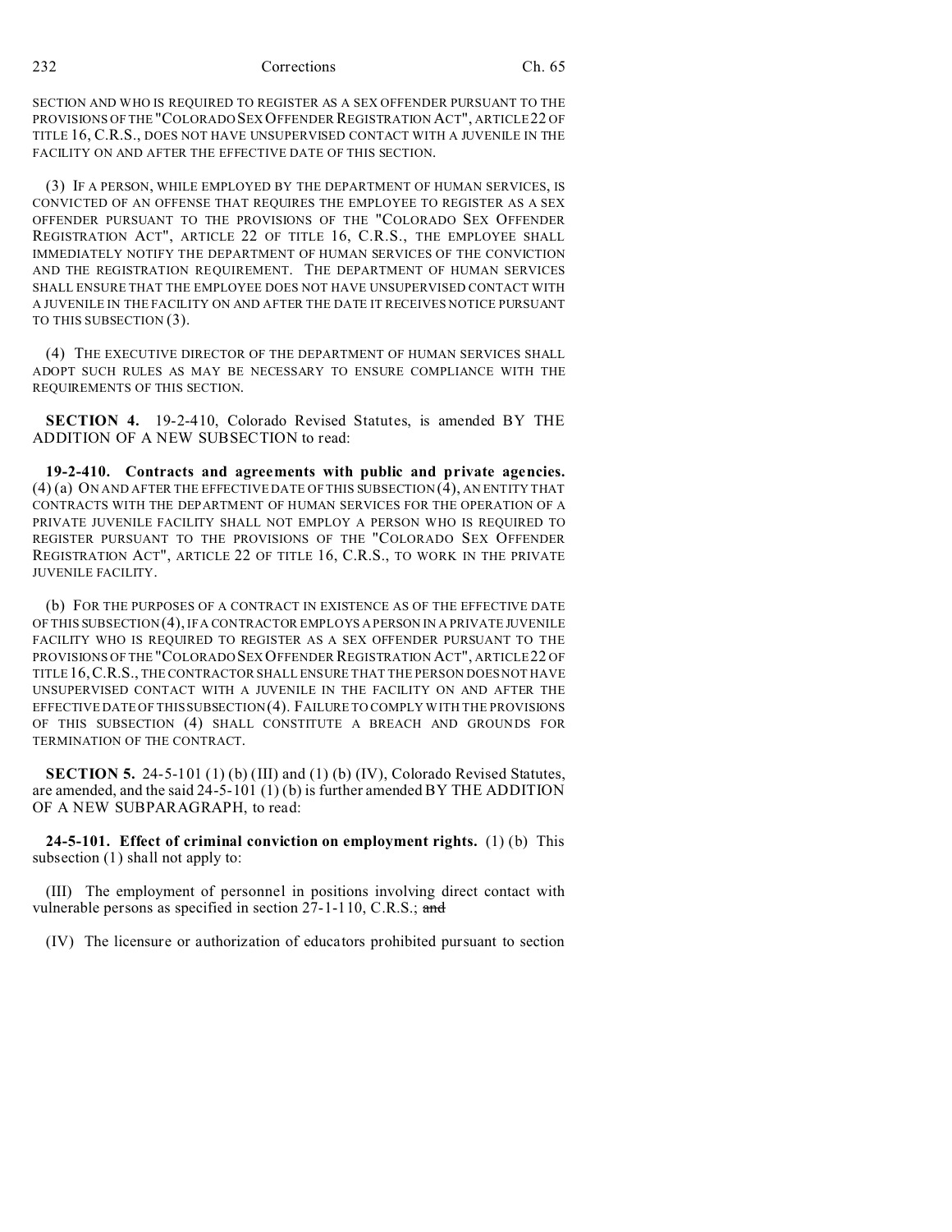SECTION AND WHO IS REQUIRED TO REGISTER AS A SEX OFFENDER PURSUANT TO THE PROVISIONS OF THE "COLORADO SEX OFFENDER REGISTRATION ACT", ARTICLE 22 OF TITLE 16, C.R.S., DOES NOT HAVE UNSUPERVISED CONTACT WITH A JUVENILE IN THE FACILITY ON AND AFTER THE EFFECTIVE DATE OF THIS SECTION.

(3) IF A PERSON, WHILE EMPLOYED BY THE DEPARTMENT OF HUMAN SERVICES, IS CONVICTED OF AN OFFENSE THAT REQUIRES THE EMPLOYEE TO REGISTER AS A SEX OFFENDER PURSUANT TO THE PROVISIONS OF THE "COLORADO SEX OFFENDER REGISTRATION ACT", ARTICLE 22 OF TITLE 16, C.R.S., THE EMPLOYEE SHALL IMMEDIATELY NOTIFY THE DEPARTMENT OF HUMAN SERVICES OF THE CONVICTION AND THE REGISTRATION REQUIREMENT. THE DEPARTMENT OF HUMAN SERVICES SHALL ENSURE THAT THE EMPLOYEE DOES NOT HAVE UNSUPERVISED CONTACT WITH A JUVENILE IN THE FACILITY ON AND AFTER THE DATE IT RECEIVES NOTICE PURSUANT TO THIS SUBSECTION (3).

(4) THE EXECUTIVE DIRECTOR OF THE DEPARTMENT OF HUMAN SERVICES SHALL ADOPT SUCH RULES AS MAY BE NECESSARY TO ENSURE COMPLIANCE WITH THE REQUIREMENTS OF THIS SECTION.

**SECTION 4.** 19-2-410, Colorado Revised Statutes, is amended BY THE ADDITION OF A NEW SUBSECTION to read:

**19-2-410. Contracts and agreements with public and private agencies.** (4) (a) ON AND AFTER THE EFFECTIVE DATE OF THIS SUBSECTION (4), AN ENTITY THAT CONTRACTS WITH THE DEPARTMENT OF HUMAN SERVICES FOR THE OPERATION OF A PRIVATE JUVENILE FACILITY SHALL NOT EMPLOY A PERSON WHO IS REQUIRED TO REGISTER PURSUANT TO THE PROVISIONS OF THE "COLORADO SEX OFFENDER REGISTRATION ACT", ARTICLE 22 OF TITLE 16, C.R.S., TO WORK IN THE PRIVATE JUVENILE FACILITY.

(b) FOR THE PURPOSES OF A CONTRACT IN EXISTENCE AS OF THE EFFECTIVE DATE OF THIS SUBSECTION (4), IF A CONTRACTOR EMPLOYS A PERSON IN A PRIVATE JUVENILE FACILITY WHO IS REQUIRED TO REGISTER AS A SEX OFFENDER PURSUANT TO THE PROVISIONS OF THE "COLORADO SEX OFFENDER REGISTRATION ACT", ARTICLE 22 OF TITLE 16, C.R.S., THE CONTRACTOR SHALL ENSURE THAT THE PERSON DOES NOT HAVE UNSUPERVISED CONTACT WITH A JUVENILE IN THE FACILITY ON AND AFTER THE EFFECTIVE DATE OF THIS SUBSECTION (4). FAILURE TO COMPLY WITH THE PROVISIONS OF THIS SUBSECTION (4) SHALL CONSTITUTE A BREACH AND GROUNDS FOR TERMINATION OF THE CONTRACT.

**SECTION 5.** 24-5-101 (1) (b) (III) and (1) (b) (IV), Colorado Revised Statutes, are amended, and the said 24-5-101 (1) (b) is further amended BY THE ADDITION OF A NEW SUBPARAGRAPH, to read:

**24-5-101. Effect of criminal conviction on employment rights.** (1) (b) This subsection (1) shall not apply to:

(III) The employment of personnel in positions involving direct contact with vulnerable persons as specified in section 27-1-110, C.R.S.; ~~and~~

(IV) The licensure or authorization of educators prohibited pursuant to section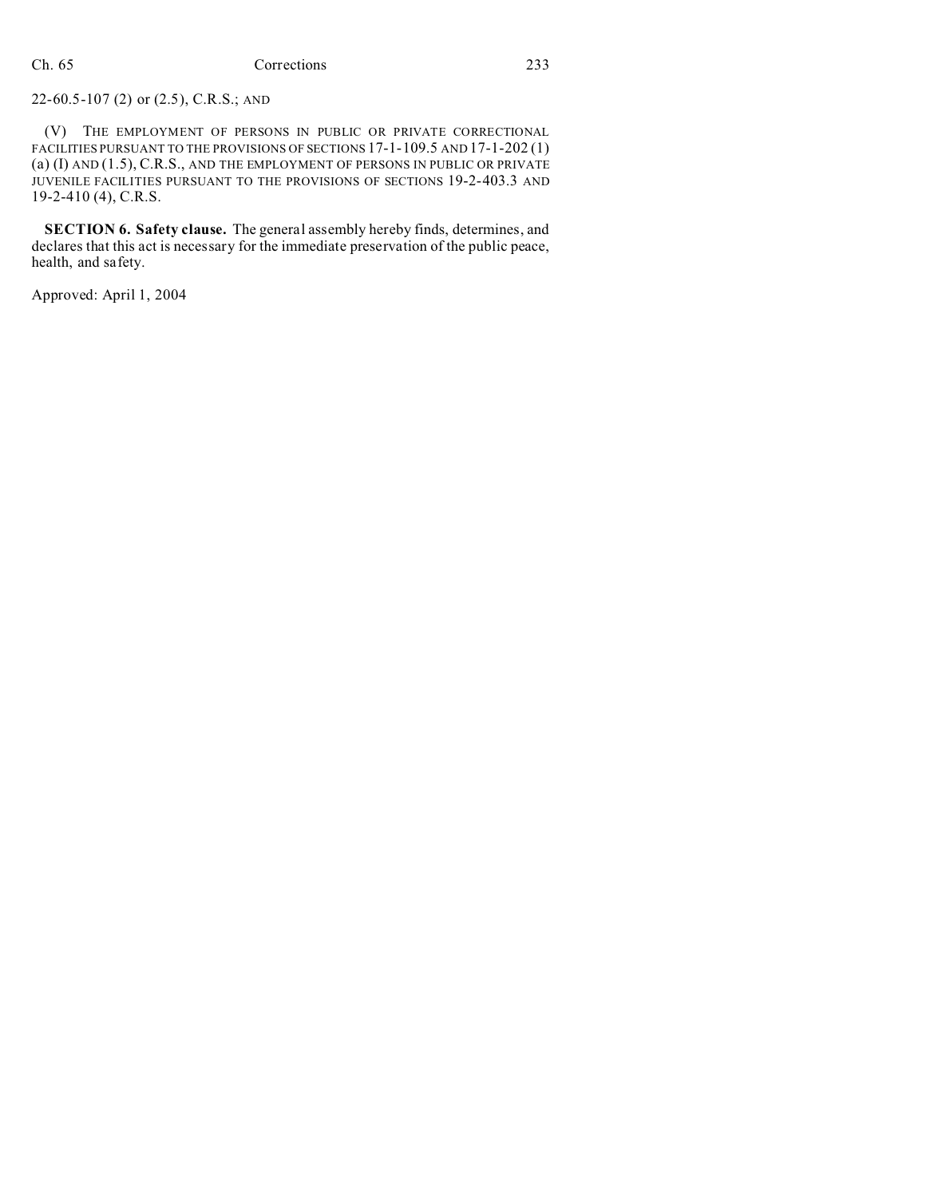22-60.5-107 (2) or (2.5), C.R.S.; AND

(V) THE EMPLOYMENT OF PERSONS IN PUBLIC OR PRIVATE CORRECTIONAL FACILITIES PURSUANT TO THE PROVISIONS OF SECTIONS 17-1-109.5 AND 17-1-202 (1) (a) (I) AND (1.5), C.R.S., AND THE EMPLOYMENT OF PERSONS IN PUBLIC OR PRIVATE JUVENILE FACILITIES PURSUANT TO THE PROVISIONS OF SECTIONS 19-2-403.3 AND 19-2-410 (4), C.R.S.

**SECTION 6. Safety clause.** The general assembly hereby finds, determines, and declares that this act is necessary for the immediate preservation of the public peace, health, and safety.

Approved: April 1, 2004